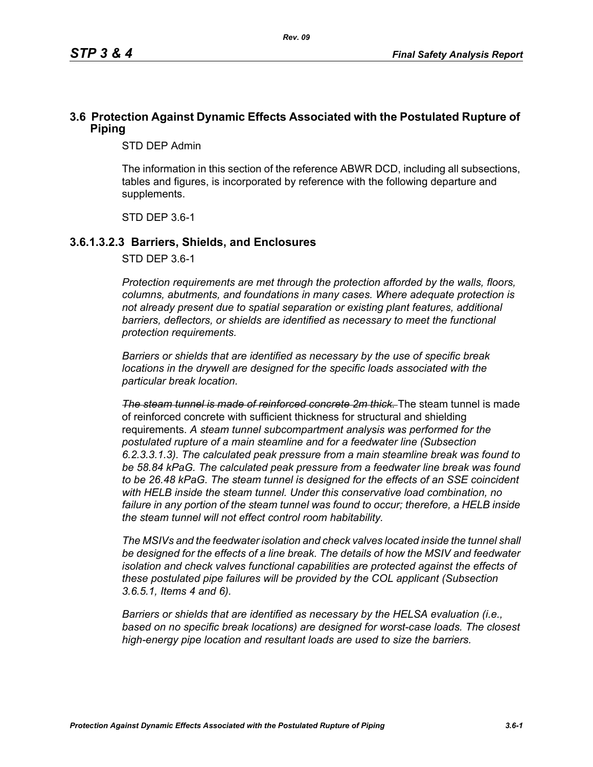## 3.6 Protection Against Dynamic Effects Associated with the Postulated Rupture of Piping

STD DEP Admin

The information in this section of the reference ABWR DCD, including all subsections, tables and figures, is incorporated by reference with the following departure and supplements.

STD DEP 3.6-1

### 3.6.1.3.2.3 Barriers, Shields, and Enclosures

STD DEP 3.6-1

*Protection requirements are met through the protection afforded by the walls, floors, columns, abutments, and foundations in many cases. Where adequate protection is not already present due to spatial separation or existing plant features, additional barriers, deflectors, or shields are identified as necessary to meet the functional protection requirements.*

*Barriers or shields that are identified as necessary by the use of specific break locations in the drywell are designed for the specific loads associated with the particular break location.*

~~*The steam tunnel is made of reinforced concrete 2m thick.*~~ The steam tunnel is made of reinforced concrete with sufficient thickness for structural and shielding requirements. *A steam tunnel subcompartment analysis was performed for the postulated rupture of a main steamline and for a feedwater line (Subsection 6.2.3.3.1.3). The calculated peak pressure from a main steamline break was found to be 58.84 kPaG. The calculated peak pressure from a feedwater line break was found to be 26.48 kPaG. The steam tunnel is designed for the effects of an SSE coincident with HELB inside the steam tunnel. Under this conservative load combination, no failure in any portion of the steam tunnel was found to occur; therefore, a HELB inside the steam tunnel will not effect control room habitability.*

*The MSIVs and the feedwater isolation and check valves located inside the tunnel shall be designed for the effects of a line break. The details of how the MSIV and feedwater isolation and check valves functional capabilities are protected against the effects of these postulated pipe failures will be provided by the COL applicant (Subsection 3.6.5.1, Items 4 and 6).*

*Barriers or shields that are identified as necessary by the HELSA evaluation (i.e., based on no specific break locations) are designed for worst-case loads. The closest high-energy pipe location and resultant loads are used to size the barriers.*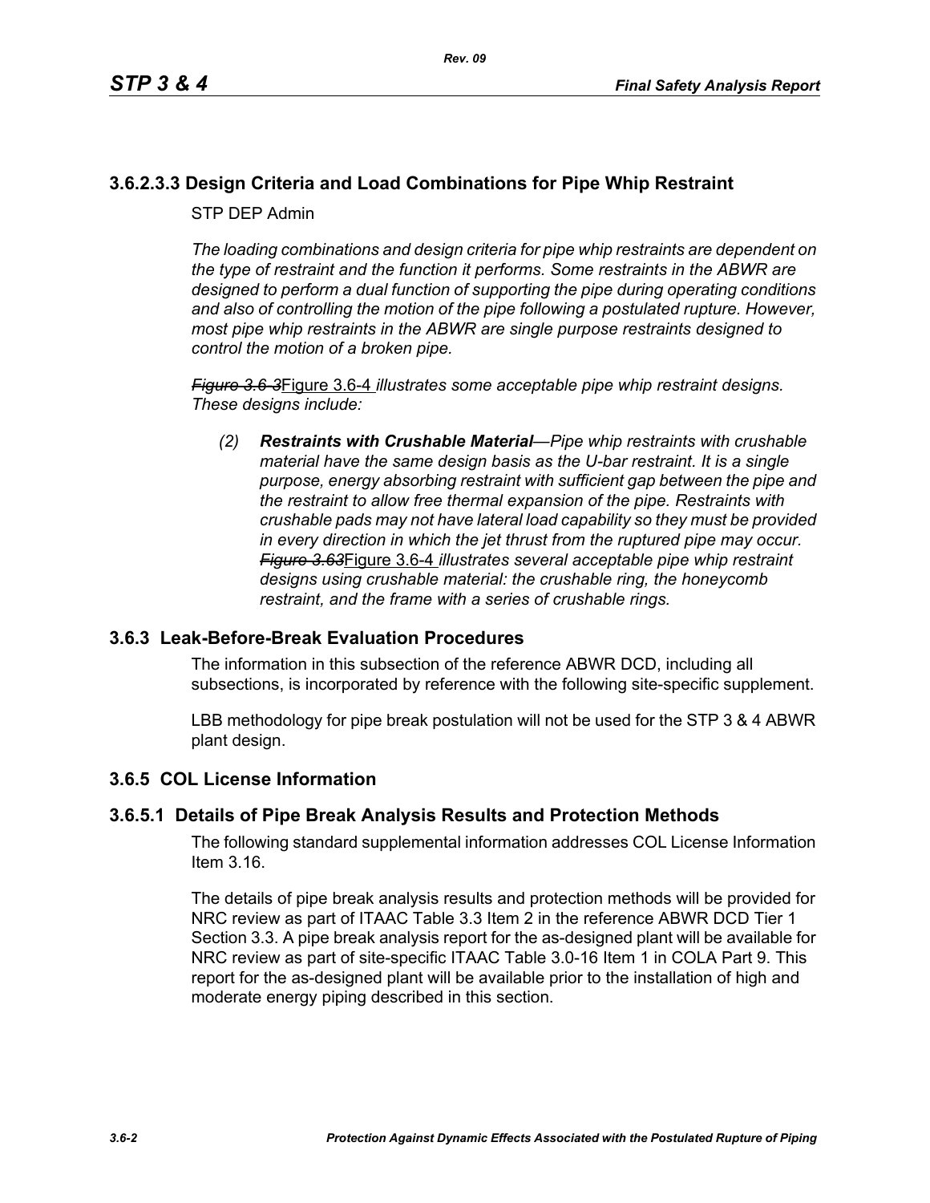### 3.6.2.3.3 Design Criteria and Load Combinations for Pipe Whip Restraint

STP DEP Admin

*The loading combinations and design criteria for pipe whip restraints are dependent on the type of restraint and the function it performs. Some restraints in the ABWR are designed to perform a dual function of supporting the pipe during operating conditions and also of controlling the motion of the pipe following a postulated rupture. However, most pipe whip restraints in the ABWR are single purpose restraints designed to control the motion of a broken pipe.*

~~*Figure 3.6-3*~~Figure 3.6-4 *illustrates some acceptable pipe whip restraint designs. These designs include:*

*(2)* ***Restraints with Crushable Material****—Pipe whip restraints with crushable material have the same design basis as the U-bar restraint. It is a single purpose, energy absorbing restraint with sufficient gap between the pipe and the restraint to allow free thermal expansion of the pipe. Restraints with crushable pads may not have lateral load capability so they must be provided in every direction in which the jet thrust from the ruptured pipe may occur.* ~~*Figure 3.63*~~Figure 3.6-4 *illustrates several acceptable pipe whip restraint designs using crushable material: the crushable ring, the honeycomb restraint, and the frame with a series of crushable rings.*

## 3.6.3 Leak-Before-Break Evaluation Procedures

The information in this subsection of the reference ABWR DCD, including all subsections, is incorporated by reference with the following site-specific supplement.

LBB methodology for pipe break postulation will not be used for the STP 3 & 4 ABWR plant design.

## 3.6.5 COL License Information

### 3.6.5.1 Details of Pipe Break Analysis Results and Protection Methods

The following standard supplemental information addresses COL License Information Item 3.16.

The details of pipe break analysis results and protection methods will be provided for NRC review as part of ITAAC Table 3.3 Item 2 in the reference ABWR DCD Tier 1 Section 3.3. A pipe break analysis report for the as-designed plant will be available for NRC review as part of site-specific ITAAC Table 3.0-16 Item 1 in COLA Part 9. This report for the as-designed plant will be available prior to the installation of high and moderate energy piping described in this section.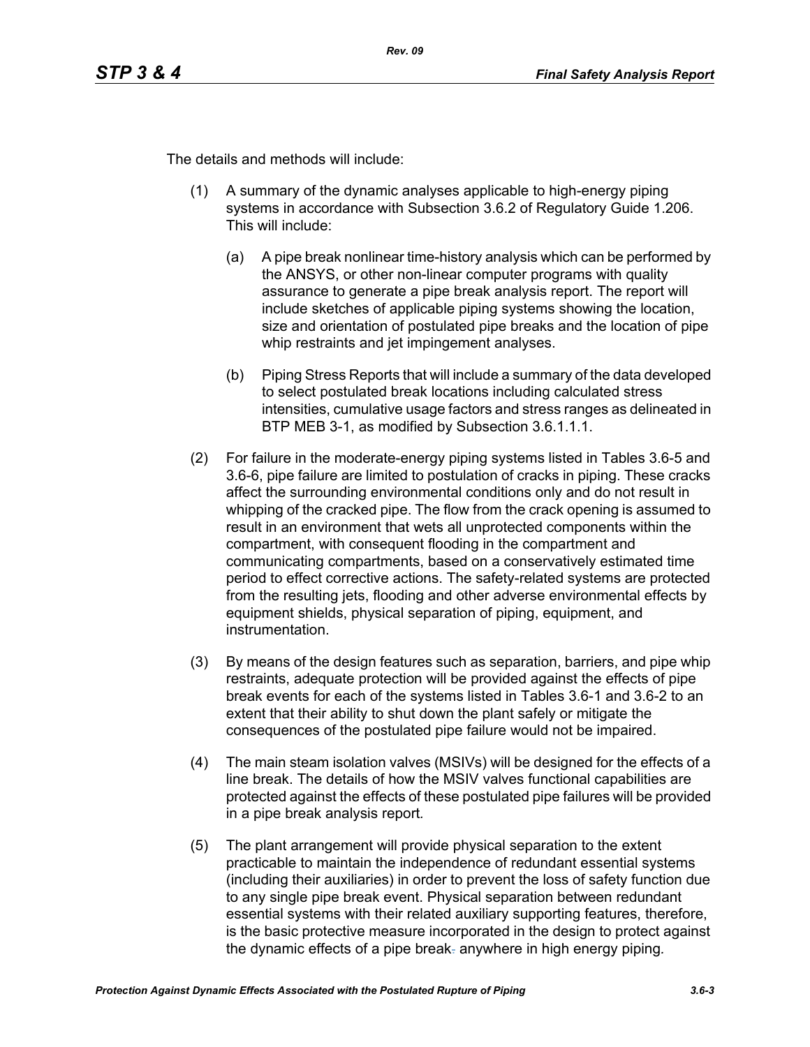The details and methods will include:

(1) A summary of the dynamic analyses applicable to high-energy piping systems in accordance with Subsection 3.6.2 of Regulatory Guide 1.206. This will include:

   (a) A pipe break nonlinear time-history analysis which can be performed by the ANSYS, or other non-linear computer programs with quality assurance to generate a pipe break analysis report. The report will include sketches of applicable piping systems showing the location, size and orientation of postulated pipe breaks and the location of pipe whip restraints and jet impingement analyses.

   (b) Piping Stress Reports that will include a summary of the data developed to select postulated break locations including calculated stress intensities, cumulative usage factors and stress ranges as delineated in BTP MEB 3-1, as modified by Subsection 3.6.1.1.1.

(2) For failure in the moderate-energy piping systems listed in Tables 3.6-5 and 3.6-6, pipe failure are limited to postulation of cracks in piping. These cracks affect the surrounding environmental conditions only and do not result in whipping of the cracked pipe. The flow from the crack opening is assumed to result in an environment that wets all unprotected components within the compartment, with consequent flooding in the compartment and communicating compartments, based on a conservatively estimated time period to effect corrective actions. The safety-related systems are protected from the resulting jets, flooding and other adverse environmental effects by equipment shields, physical separation of piping, equipment, and instrumentation.

(3) By means of the design features such as separation, barriers, and pipe whip restraints, adequate protection will be provided against the effects of pipe break events for each of the systems listed in Tables 3.6-1 and 3.6-2 to an extent that their ability to shut down the plant safely or mitigate the consequences of the postulated pipe failure would not be impaired.

(4) The main steam isolation valves (MSIVs) will be designed for the effects of a line break. The details of how the MSIV valves functional capabilities are protected against the effects of these postulated pipe failures will be provided in a pipe break analysis report.

(5) The plant arrangement will provide physical separation to the extent practicable to maintain the independence of redundant essential systems (including their auxiliaries) in order to prevent the loss of safety function due to any single pipe break event. Physical separation between redundant essential systems with their related auxiliary supporting features, therefore, is the basic protective measure incorporated in the design to protect against the dynamic effects of a pipe break anywhere in high energy piping.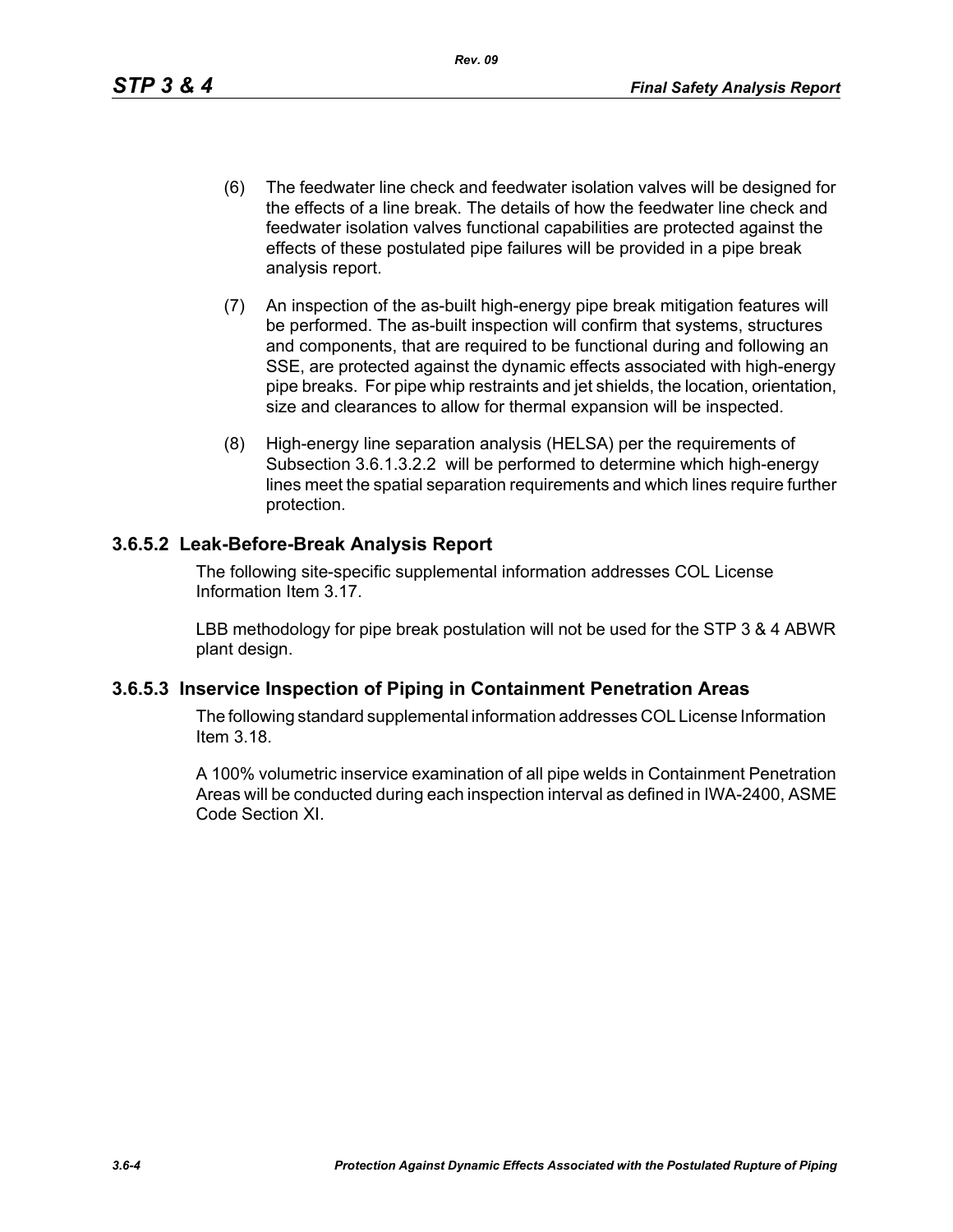(6) The feedwater line check and feedwater isolation valves will be designed for the effects of a line break. The details of how the feedwater line check and feedwater isolation valves functional capabilities are protected against the effects of these postulated pipe failures will be provided in a pipe break analysis report.

(7) An inspection of the as-built high-energy pipe break mitigation features will be performed. The as-built inspection will confirm that systems, structures and components, that are required to be functional during and following an SSE, are protected against the dynamic effects associated with high-energy pipe breaks. For pipe whip restraints and jet shields, the location, orientation, size and clearances to allow for thermal expansion will be inspected.

(8) High-energy line separation analysis (HELSA) per the requirements of Subsection 3.6.1.3.2.2 will be performed to determine which high-energy lines meet the spatial separation requirements and which lines require further protection.

### 3.6.5.2 Leak-Before-Break Analysis Report

The following site-specific supplemental information addresses COL License Information Item 3.17.

LBB methodology for pipe break postulation will not be used for the STP 3 & 4 ABWR plant design.

### 3.6.5.3 Inservice Inspection of Piping in Containment Penetration Areas

The following standard supplemental information addresses COL License Information Item 3.18.

A 100% volumetric inservice examination of all pipe welds in Containment Penetration Areas will be conducted during each inspection interval as defined in IWA-2400, ASME Code Section XI.